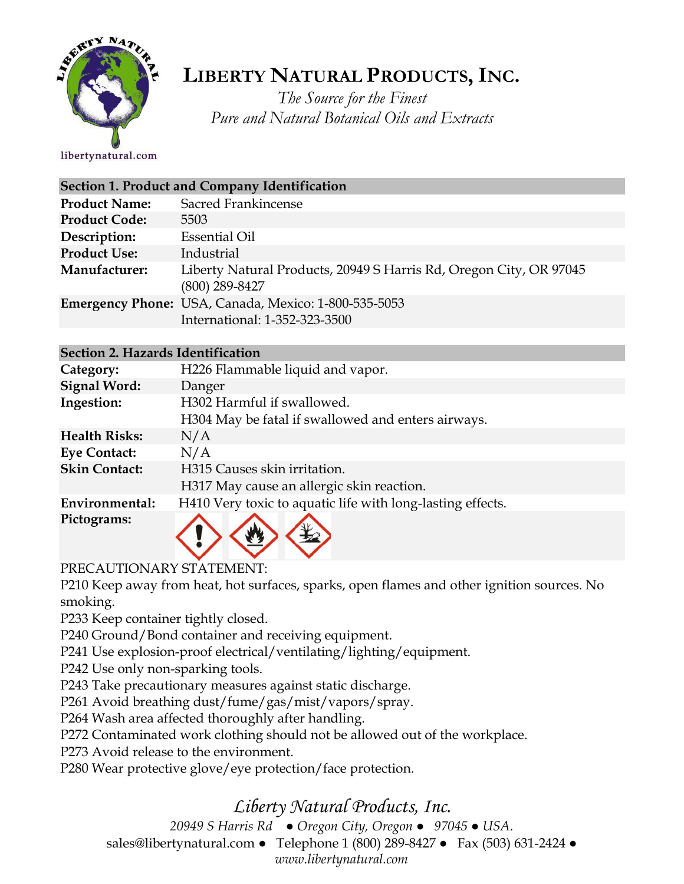# LIBERTY NATURAL PRODUCTS, INC.

*The Source for the Finest*
*Pure and Natural Botanical Oils and Extracts*

libertynatural.com

## Section 1. Product and Company Identification

| | |
|---|---|
| **Product Name:** | Sacred Frankincense |
| **Product Code:** | 5503 |
| **Description:** | Essential Oil |
| **Product Use:** | Industrial |
| **Manufacturer:** | Liberty Natural Products, 20949 S Harris Rd, Oregon City, OR 97045 (800) 289-8427 |
| **Emergency Phone:** | USA, Canada, Mexico: 1-800-535-5053<br>International: 1-352-323-3500 |

## Section 2. Hazards Identification

| | |
|---|---|
| **Category:** | H226 Flammable liquid and vapor. |
| **Signal Word:** | Danger |
| **Ingestion:** | H302 Harmful if swallowed.<br>H304 May be fatal if swallowed and enters airways. |
| **Health Risks:** | N/A |
| **Eye Contact:** | N/A |
| **Skin Contact:** | H315 Causes skin irritation.<br>H317 May cause an allergic skin reaction. |
| **Environmental:** | H410 Very toxic to aquatic life with long-lasting effects. |
| **Pictograms:** | |

PRECAUTIONARY STATEMENT:

P210 Keep away from heat, hot surfaces, sparks, open flames and other ignition sources. No smoking.
P233 Keep container tightly closed.
P240 Ground/Bond container and receiving equipment.
P241 Use explosion-proof electrical/ventilating/lighting/equipment.
P242 Use only non-sparking tools.
P243 Take precautionary measures against static discharge.
P261 Avoid breathing dust/fume/gas/mist/vapors/spray.
P264 Wash area affected thoroughly after handling.
P272 Contaminated work clothing should not be allowed out of the workplace.
P273 Avoid release to the environment.
P280 Wear protective glove/eye protection/face protection.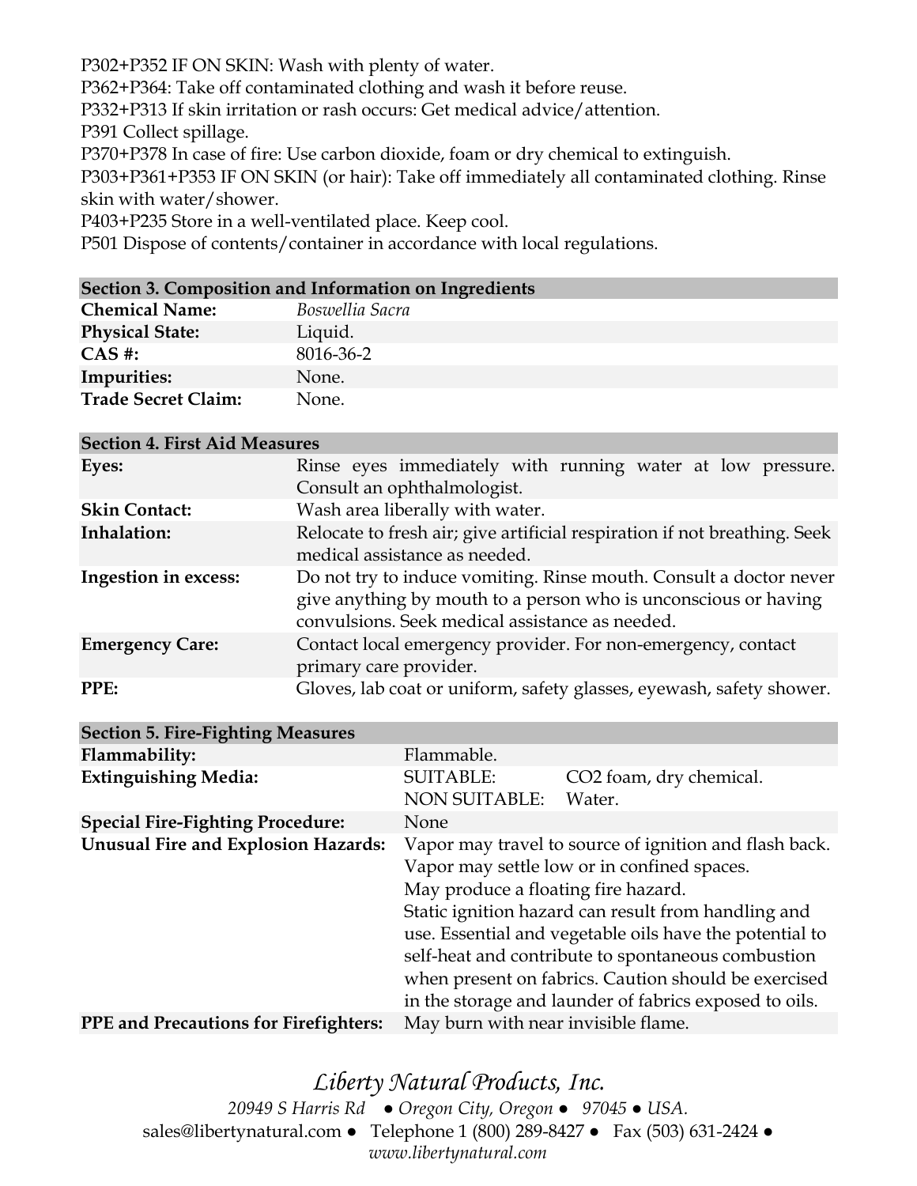P302+P352 IF ON SKIN: Wash with plenty of water.
P362+P364: Take off contaminated clothing and wash it before reuse.
P332+P313 If skin irritation or rash occurs: Get medical advice/attention.
P391 Collect spillage.
P370+P378 In case of fire: Use carbon dioxide, foam or dry chemical to extinguish.
P303+P361+P353 IF ON SKIN (or hair): Take off immediately all contaminated clothing. Rinse skin with water/shower.
P403+P235 Store in a well-ventilated place. Keep cool.
P501 Dispose of contents/container in accordance with local regulations.

| **Section 3. Composition and Information on Ingredients** | |
|---|---|
| **Chemical Name:** | *Boswellia Sacra* |
| **Physical State:** | Liquid. |
| **CAS #:** | 8016-36-2 |
| **Impurities:** | None. |
| **Trade Secret Claim:** | None. |

| **Section 4. First Aid Measures** | |
|---|---|
| **Eyes:** | Rinse eyes immediately with running water at low pressure. Consult an ophthalmologist. |
| **Skin Contact:** | Wash area liberally with water. |
| **Inhalation:** | Relocate to fresh air; give artificial respiration if not breathing. Seek medical assistance as needed. |
| **Ingestion in excess:** | Do not try to induce vomiting. Rinse mouth. Consult a doctor never give anything by mouth to a person who is unconscious or having convulsions. Seek medical assistance as needed. |
| **Emergency Care:** | Contact local emergency provider. For non-emergency, contact primary care provider. |
| **PPE:** | Gloves, lab coat or uniform, safety glasses, eyewash, safety shower. |

| **Section 5. Fire-Fighting Measures** | | |
|---|---|---|
| **Flammability:** | Flammable. | |
| **Extinguishing Media:** | SUITABLE: | $CO_2$ foam, dry chemical. |
| | NON SUITABLE: | Water. |
| **Special Fire-Fighting Procedure:** | None | |
| **Unusual Fire and Explosion Hazards:** | Vapor may travel to source of ignition and flash back. Vapor may settle low or in confined spaces. May produce a floating fire hazard. Static ignition hazard can result from handling and use. Essential and vegetable oils have the potential to self-heat and contribute to spontaneous combustion when present on fabrics. Caution should be exercised in the storage and launder of fabrics exposed to oils. | |
| **PPE and Precautions for Firefighters:** | May burn with near invisible flame. | |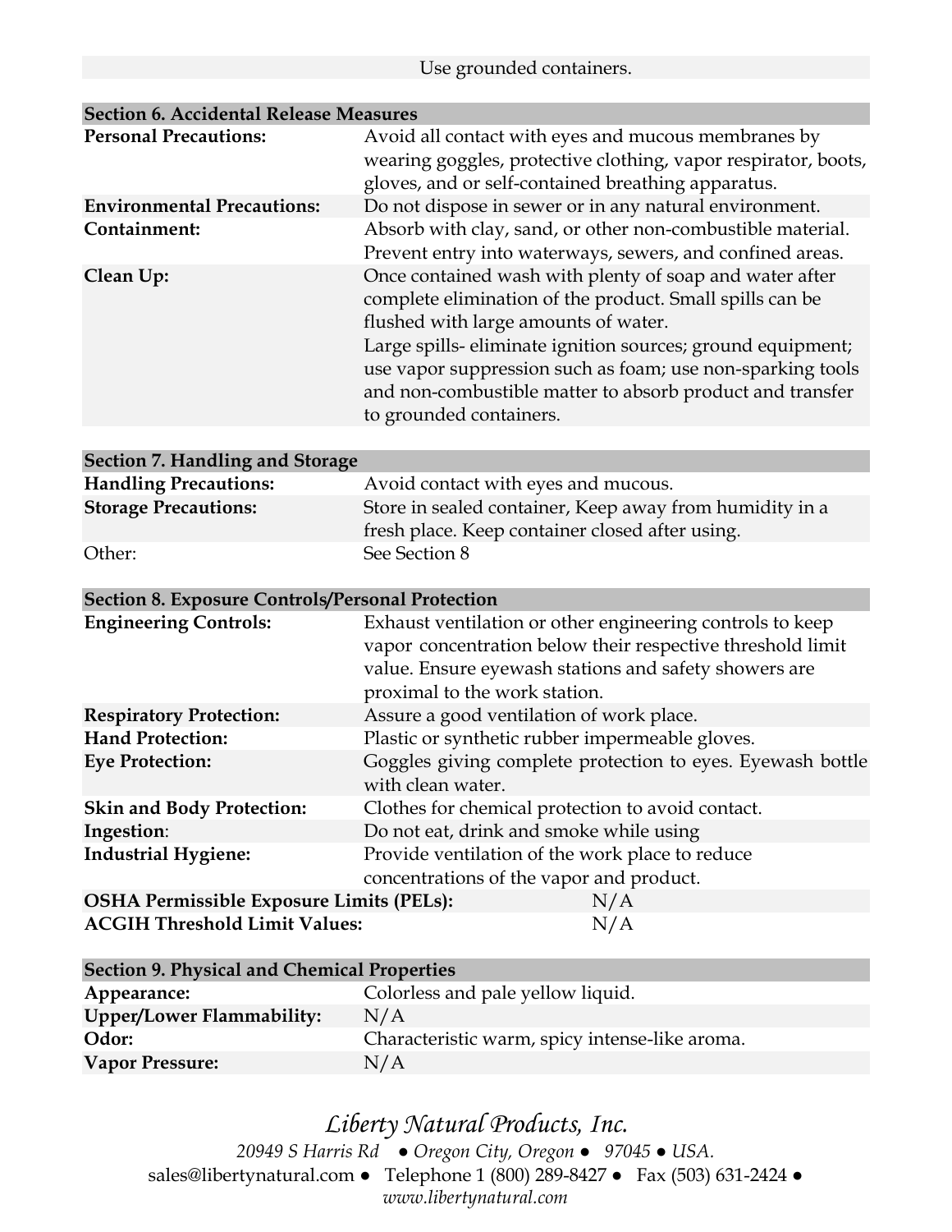Use grounded containers.

| Section 6. Accidental Release Measures | |
|---|---|
| **Personal Precautions:** | Avoid all contact with eyes and mucous membranes by wearing goggles, protective clothing, vapor respirator, boots, gloves, and or self-contained breathing apparatus. |
| **Environmental Precautions:** | Do not dispose in sewer or in any natural environment. |
| **Containment:** | Absorb with clay, sand, or other non-combustible material. Prevent entry into waterways, sewers, and confined areas. |
| **Clean Up:** | Once contained wash with plenty of soap and water after complete elimination of the product. Small spills can be flushed with large amounts of water. Large spills- eliminate ignition sources; ground equipment; use vapor suppression such as foam; use non-sparking tools and non-combustible matter to absorb product and transfer to grounded containers. |

| Section 7. Handling and Storage | |
|---|---|
| **Handling Precautions:** | Avoid contact with eyes and mucous. |
| **Storage Precautions:** | Store in sealed container, Keep away from humidity in a fresh place. Keep container closed after using. |
| Other: | See Section 8 |

| Section 8. Exposure Controls/Personal Protection | |
|---|---|
| **Engineering Controls:** | Exhaust ventilation or other engineering controls to keep vapor concentration below their respective threshold limit value. Ensure eyewash stations and safety showers are proximal to the work station. |
| **Respiratory Protection:** | Assure a good ventilation of work place. |
| **Hand Protection:** | Plastic or synthetic rubber impermeable gloves. |
| **Eye Protection:** | Goggles giving complete protection to eyes. Eyewash bottle with clean water. |
| **Skin and Body Protection:** | Clothes for chemical protection to avoid contact. |
| **Ingestion**: | Do not eat, drink and smoke while using |
| **Industrial Hygiene:** | Provide ventilation of the work place to reduce concentrations of the vapor and product. |
| **OSHA Permissible Exposure Limits (PELs):** | N/A |
| **ACGIH Threshold Limit Values:** | N/A |

| Section 9. Physical and Chemical Properties | |
|---|---|
| **Appearance:** | Colorless and pale yellow liquid. |
| **Upper/Lower Flammability:** | N/A |
| **Odor:** | Characteristic warm, spicy intense-like aroma. |
| **Vapor Pressure:** | N/A |

*Liberty Natural Products, Inc.*
*20949 S Harris Rd ● Oregon City, Oregon ● 97045 ● USA.*
sales@libertynatural.com ● Telephone 1 (800) 289-8427 ● Fax (503) 631-2424 ●
*www.libertynatural.com*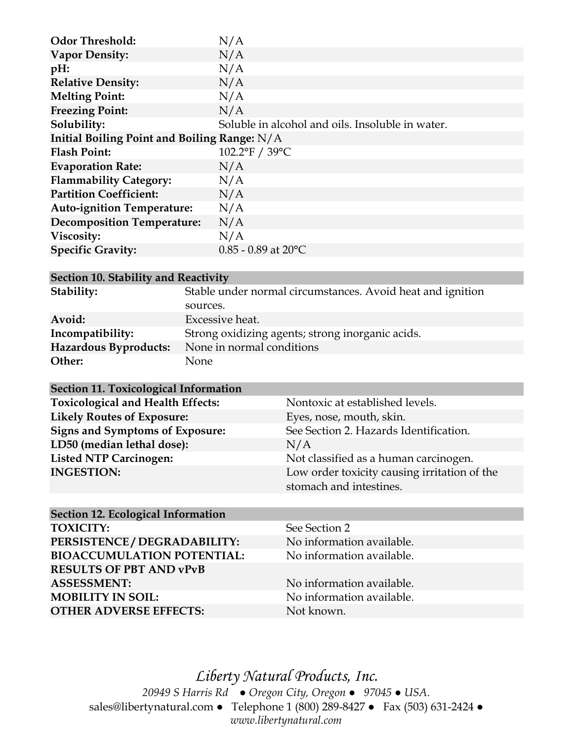| | |
|---|---|
| **Odor Threshold:** | N/A |
| **Vapor Density:** | N/A |
| **pH:** | N/A |
| **Relative Density:** | N/A |
| **Melting Point:** | N/A |
| **Freezing Point:** | N/A |
| **Solubility:** | Soluble in alcohol and oils. Insoluble in water. |
| **Initial Boiling Point and Boiling Range:** | N/A |
| **Flash Point:** | 102.2°F / 39°C |
| **Evaporation Rate:** | N/A |
| **Flammability Category:** | N/A |
| **Partition Coefficient:** | N/A |
| **Auto-ignition Temperature:** | N/A |
| **Decomposition Temperature:** | N/A |
| **Viscosity:** | N/A |
| **Specific Gravity:** | 0.85 - 0.89 at 20°C |

## Section 10. Stability and Reactivity

| | |
|---|---|
| **Stability:** | Stable under normal circumstances. Avoid heat and ignition sources. |
| **Avoid:** | Excessive heat. |
| **Incompatibility:** | Strong oxidizing agents; strong inorganic acids. |
| **Hazardous Byproducts:** | None in normal conditions |
| **Other:** | None |

## Section 11. Toxicological Information

| | |
|---|---|
| **Toxicological and Health Effects:** | Nontoxic at established levels. |
| **Likely Routes of Exposure:** | Eyes, nose, mouth, skin. |
| **Signs and Symptoms of Exposure:** | See Section 2. Hazards Identification. |
| **LD50 (median lethal dose):** | N/A |
| **Listed NTP Carcinogen:** | Not classified as a human carcinogen. |
| **INGESTION:** | Low order toxicity causing irritation of the stomach and intestines. |

## Section 12. Ecological Information

| | |
|---|---|
| **TOXICITY:** | See Section 2 |
| **PERSISTENCE / DEGRADABILITY:** | No information available. |
| **BIOACCUMULATION POTENTIAL:** | No information available. |
| **RESULTS OF PBT AND vPvB ASSESSMENT:** | No information available. |
| **MOBILITY IN SOIL:** | No information available. |
| **OTHER ADVERSE EFFECTS:** | Not known. |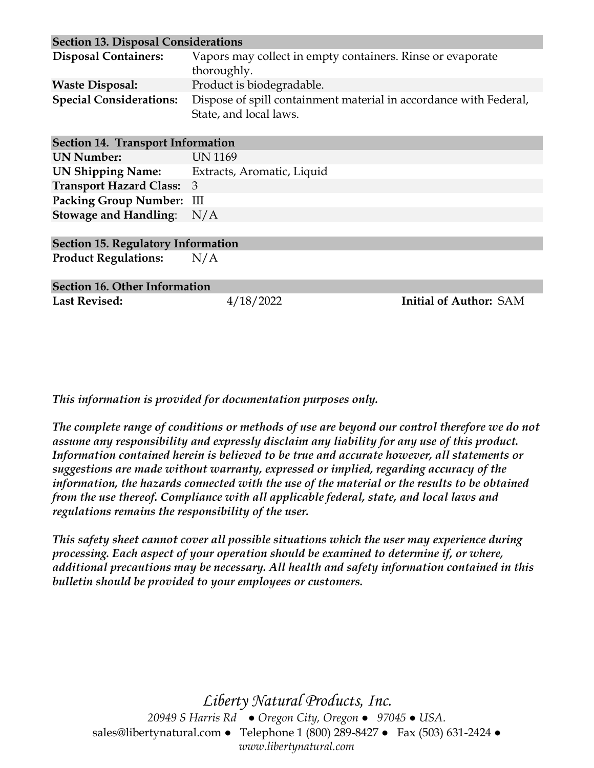## Section 13. Disposal Considerations

| | |
|---|---|
| **Disposal Containers:** | Vapors may collect in empty containers. Rinse or evaporate thoroughly. |
| **Waste Disposal:** | Product is biodegradable. |
| **Special Considerations:** | Dispose of spill containment material in accordance with Federal, State, and local laws. |

## Section 14. Transport Information

| | |
|---|---|
| **UN Number:** | UN 1169 |
| **UN Shipping Name:** | Extracts, Aromatic, Liquid |
| **Transport Hazard Class:** | 3 |
| **Packing Group Number:** | III |
| **Stowage and Handling:** | N/A |

## Section 15. Regulatory Information

| | |
|---|---|
| **Product Regulations:** | N/A |

## Section 16. Other Information

| | | |
|---|---|---|
| **Last Revised:** | 4/18/2022 | **Initial of Author:** SAM |

***This information is provided for documentation purposes only.***

***The complete range of conditions or methods of use are beyond our control therefore we do not assume any responsibility and expressly disclaim any liability for any use of this product. Information contained herein is believed to be true and accurate however, all statements or suggestions are made without warranty, expressed or implied, regarding accuracy of the information, the hazards connected with the use of the material or the results to be obtained from the use thereof. Compliance with all applicable federal, state, and local laws and regulations remains the responsibility of the user.***

***This safety sheet cannot cover all possible situations which the user may experience during processing. Each aspect of your operation should be examined to determine if, or where, additional precautions may be necessary. All health and safety information contained in this bulletin should be provided to your employees or customers.***

*Liberty Natural Products, Inc.*

*20949 S Harris Rd ● Oregon City, Oregon ● 97045 ● USA.*

sales@libertynatural.com ● Telephone 1 (800) 289-8427 ● Fax (503) 631-2424 ●

*www.libertynatural.com*